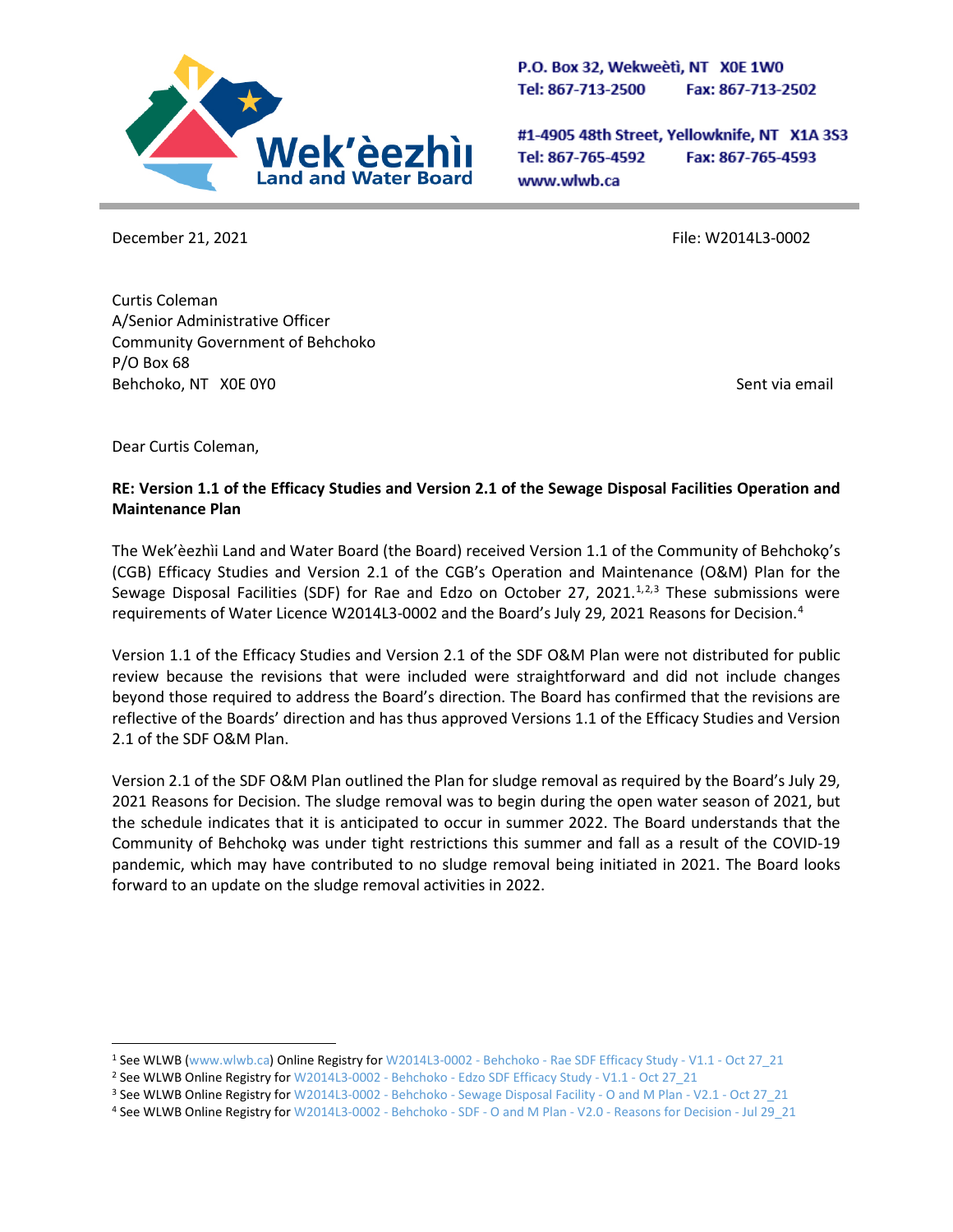**Wek'èezhìi Land and Water Board**

P.O. Box 32, Wekweètì, NT X0E 1W0
Tel: 867-713-2500 Fax: 867-713-2502

#1-4905 48th Street, Yellowknife, NT X1A 3S3
Tel: 867-765-4592 Fax: 867-765-4593
www.wlwb.ca

December 21, 2021

File: W2014L3-0002

Curtis Coleman
A/Senior Administrative Officer
Community Government of Behchoko
P/O Box 68
Behchoko, NT X0E 0Y0

Sent via email

Dear Curtis Coleman,

**RE: Version 1.1 of the Efficacy Studies and Version 2.1 of the Sewage Disposal Facilities Operation and Maintenance Plan**

The Wek'èezhìi Land and Water Board (the Board) received Version 1.1 of the Community of Behchokǫ's (CGB) Efficacy Studies and Version 2.1 of the CGB's Operation and Maintenance (O&M) Plan for the Sewage Disposal Facilities (SDF) for Rae and Edzo on October 27, 2021.[1,2,3] These submissions were requirements of Water Licence W2014L3-0002 and the Board's July 29, 2021 Reasons for Decision.[4]

Version 1.1 of the Efficacy Studies and Version 2.1 of the SDF O&M Plan were not distributed for public review because the revisions that were included were straightforward and did not include changes beyond those required to address the Board's direction. The Board has confirmed that the revisions are reflective of the Boards' direction and has thus approved Versions 1.1 of the Efficacy Studies and Version 2.1 of the SDF O&M Plan.

Version 2.1 of the SDF O&M Plan outlined the Plan for sludge removal as required by the Board's July 29, 2021 Reasons for Decision. The sludge removal was to begin during the open water season of 2021, but the schedule indicates that it is anticipated to occur in summer 2022. The Board understands that the Community of Behchokǫ was under tight restrictions this summer and fall as a result of the COVID-19 pandemic, which may have contributed to no sludge removal being initiated in 2021. The Board looks forward to an update on the sludge removal activities in 2022.

---

[1] See WLWB (www.wlwb.ca) Online Registry for W2014L3-0002 - Behchoko - Rae SDF Efficacy Study - V1.1 - Oct 27_21

[2] See WLWB Online Registry for W2014L3-0002 - Behchoko - Edzo SDF Efficacy Study - V1.1 - Oct 27_21

[3] See WLWB Online Registry for W2014L3-0002 - Behchoko - Sewage Disposal Facility - O and M Plan - V2.1 - Oct 27_21

[4] See WLWB Online Registry for W2014L3-0002 - Behchoko - SDF - O and M Plan - V2.0 - Reasons for Decision - Jul 29_21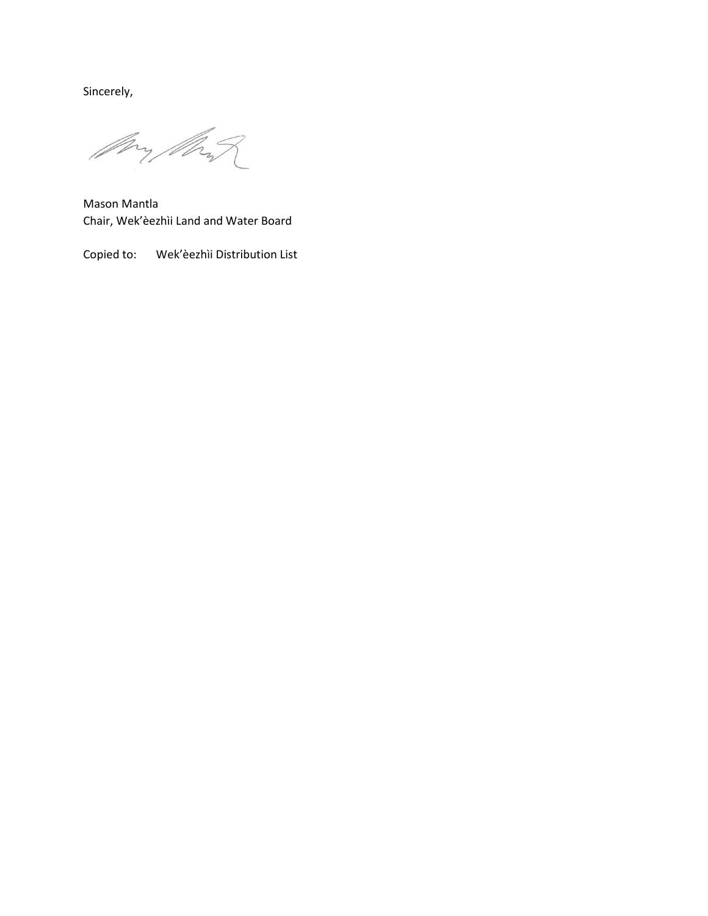Sincerely,

Mason Mantla
Chair, Wek'èezhìi Land and Water Board

Copied to: Wek'èezhìi Distribution List